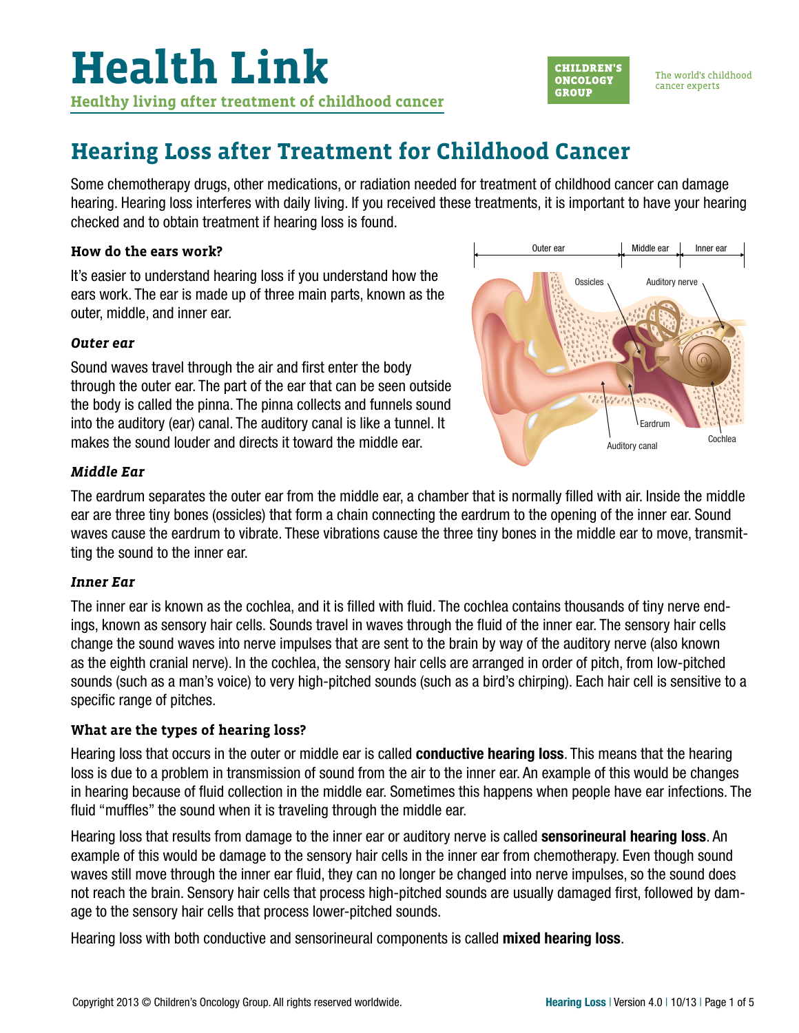# Health Link

**Healthy living after treatment of childhood cancer**

CHILDREN'S ONCOLOGY GROUP

The world's childhood cancer experts

## Hearing Loss after Treatment for Childhood Cancer

Some chemotherapy drugs, other medications, or radiation needed for treatment of childhood cancer can damage hearing. Hearing loss interferes with daily living. If you received these treatments, it is important to have your hearing checked and to obtain treatment if hearing loss is found.

### How do the ears work?

It's easier to understand hearing loss if you understand how the ears work. The ear is made up of three main parts, known as the outer, middle, and inner ear.

#### *Outer ear*

Sound waves travel through the air and first enter the body through the outer ear. The part of the ear that can be seen outside the body is called the pinna. The pinna collects and funnels sound into the auditory (ear) canal. The auditory canal is like a tunnel. It makes the sound louder and directs it toward the middle ear.

#### *Middle Ear*

The eardrum separates the outer ear from the middle ear, a chamber that is normally filled with air. Inside the middle ear are three tiny bones (ossicles) that form a chain connecting the eardrum to the opening of the inner ear. Sound waves cause the eardrum to vibrate. These vibrations cause the three tiny bones in the middle ear to move, transmitting the sound to the inner ear.

#### *Inner Ear*

The inner ear is known as the cochlea, and it is filled with fluid. The cochlea contains thousands of tiny nerve endings, known as sensory hair cells. Sounds travel in waves through the fluid of the inner ear. The sensory hair cells change the sound waves into nerve impulses that are sent to the brain by way of the auditory nerve (also known as the eighth cranial nerve). In the cochlea, the sensory hair cells are arranged in order of pitch, from low-pitched sounds (such as a man's voice) to very high-pitched sounds (such as a bird's chirping). Each hair cell is sensitive to a specific range of pitches.

### What are the types of hearing loss?

Hearing loss that occurs in the outer or middle ear is called **conductive hearing loss**. This means that the hearing loss is due to a problem in transmission of sound from the air to the inner ear. An example of this would be changes in hearing because of fluid collection in the middle ear. Sometimes this happens when people have ear infections. The fluid "muffles" the sound when it is traveling through the middle ear.

Hearing loss that results from damage to the inner ear or auditory nerve is called **sensorineural hearing loss**. An example of this would be damage to the sensory hair cells in the inner ear from chemotherapy. Even though sound waves still move through the inner ear fluid, they can no longer be changed into nerve impulses, so the sound does not reach the brain. Sensory hair cells that process high-pitched sounds are usually damaged first, followed by damage to the sensory hair cells that process lower-pitched sounds.

Hearing loss with both conductive and sensorineural components is called **mixed hearing loss**.

Copyright 2013 © Children's Oncology Group. All rights reserved worldwide.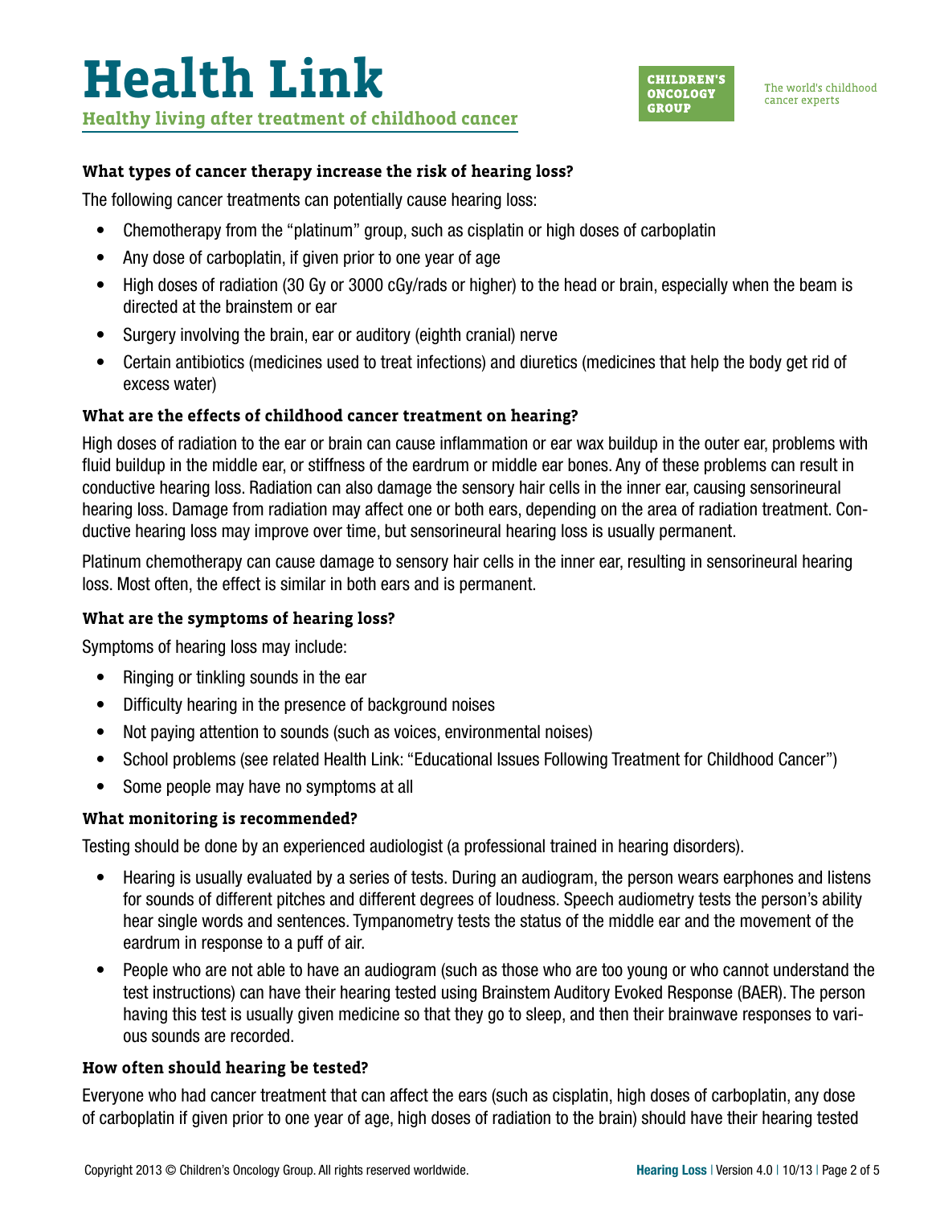### What types of cancer therapy increase the risk of hearing loss?

The following cancer treatments can potentially cause hearing loss:

- Chemotherapy from the "platinum" group, such as cisplatin or high doses of carboplatin
- Any dose of carboplatin, if given prior to one year of age
- High doses of radiation (30 Gy or 3000 cGy/rads or higher) to the head or brain, especially when the beam is directed at the brainstem or ear
- Surgery involving the brain, ear or auditory (eighth cranial) nerve
- Certain antibiotics (medicines used to treat infections) and diuretics (medicines that help the body get rid of excess water)

### What are the effects of childhood cancer treatment on hearing?

High doses of radiation to the ear or brain can cause inflammation or ear wax buildup in the outer ear, problems with fluid buildup in the middle ear, or stiffness of the eardrum or middle ear bones. Any of these problems can result in conductive hearing loss. Radiation can also damage the sensory hair cells in the inner ear, causing sensorineural hearing loss. Damage from radiation may affect one or both ears, depending on the area of radiation treatment. Conductive hearing loss may improve over time, but sensorineural hearing loss is usually permanent.

Platinum chemotherapy can cause damage to sensory hair cells in the inner ear, resulting in sensorineural hearing loss. Most often, the effect is similar in both ears and is permanent.

### What are the symptoms of hearing loss?

Symptoms of hearing loss may include:

- Ringing or tinkling sounds in the ear
- Difficulty hearing in the presence of background noises
- Not paying attention to sounds (such as voices, environmental noises)
- School problems (see related Health Link: "Educational Issues Following Treatment for Childhood Cancer")
- Some people may have no symptoms at all

### What monitoring is recommended?

Testing should be done by an experienced audiologist (a professional trained in hearing disorders).

- Hearing is usually evaluated by a series of tests. During an audiogram, the person wears earphones and listens for sounds of different pitches and different degrees of loudness. Speech audiometry tests the person's ability hear single words and sentences. Tympanometry tests the status of the middle ear and the movement of the eardrum in response to a puff of air.
- People who are not able to have an audiogram (such as those who are too young or who cannot understand the test instructions) can have their hearing tested using Brainstem Auditory Evoked Response (BAER). The person having this test is usually given medicine so that they go to sleep, and then their brainwave responses to various sounds are recorded.

### How often should hearing be tested?

Everyone who had cancer treatment that can affect the ears (such as cisplatin, high doses of carboplatin, any dose of carboplatin if given prior to one year of age, high doses of radiation to the brain) should have their hearing tested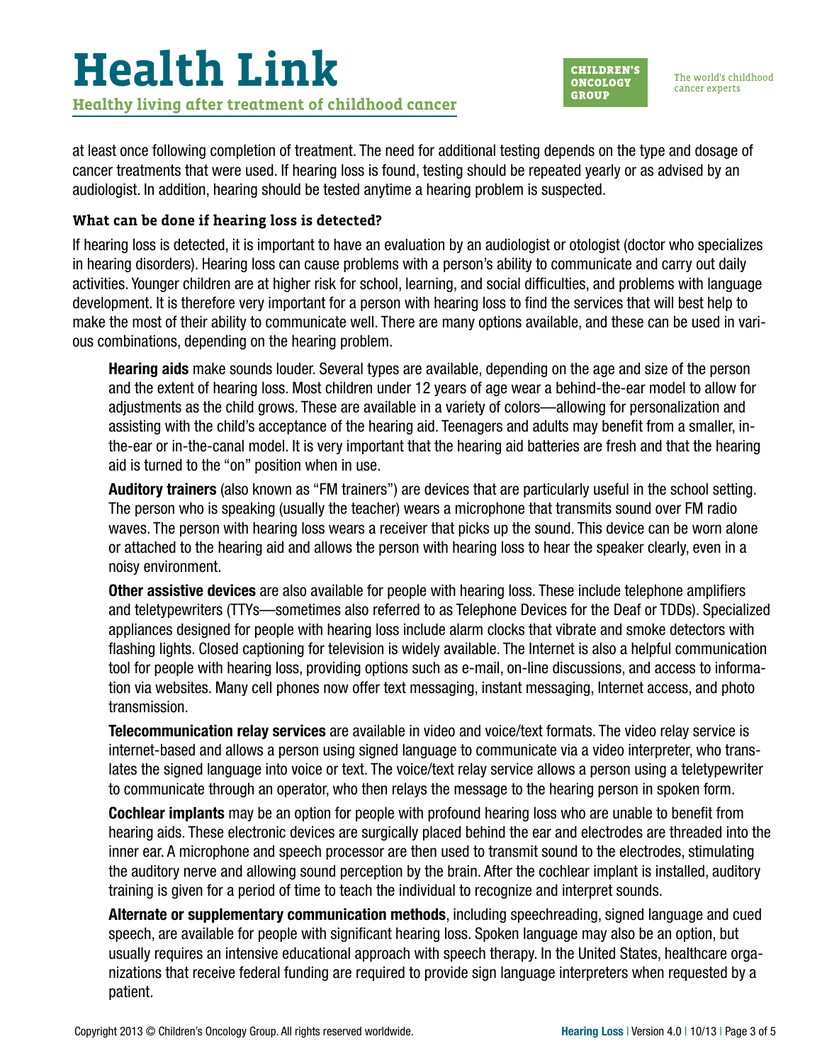at least once following completion of treatment. The need for additional testing depends on the type and dosage of cancer treatments that were used. If hearing loss is found, testing should be repeated yearly or as advised by an audiologist. In addition, hearing should be tested anytime a hearing problem is suspected.

### What can be done if hearing loss is detected?

If hearing loss is detected, it is important to have an evaluation by an audiologist or otologist (doctor who specializes in hearing disorders). Hearing loss can cause problems with a person's ability to communicate and carry out daily activities. Younger children are at higher risk for school, learning, and social difficulties, and problems with language development. It is therefore very important for a person with hearing loss to find the services that will best help to make the most of their ability to communicate well. There are many options available, and these can be used in various combinations, depending on the hearing problem.

**Hearing aids** make sounds louder. Several types are available, depending on the age and size of the person and the extent of hearing loss. Most children under 12 years of age wear a behind-the-ear model to allow for adjustments as the child grows. These are available in a variety of colors—allowing for personalization and assisting with the child's acceptance of the hearing aid. Teenagers and adults may benefit from a smaller, in-the-ear or in-the-canal model. It is very important that the hearing aid batteries are fresh and that the hearing aid is turned to the "on" position when in use.

**Auditory trainers** (also known as "FM trainers") are devices that are particularly useful in the school setting. The person who is speaking (usually the teacher) wears a microphone that transmits sound over FM radio waves. The person with hearing loss wears a receiver that picks up the sound. This device can be worn alone or attached to the hearing aid and allows the person with hearing loss to hear the speaker clearly, even in a noisy environment.

**Other assistive devices** are also available for people with hearing loss. These include telephone amplifiers and teletypewriters (TTYs—sometimes also referred to as Telephone Devices for the Deaf or TDDs). Specialized appliances designed for people with hearing loss include alarm clocks that vibrate and smoke detectors with flashing lights. Closed captioning for television is widely available. The Internet is also a helpful communication tool for people with hearing loss, providing options such as e-mail, on-line discussions, and access to information via websites. Many cell phones now offer text messaging, instant messaging, Internet access, and photo transmission.

**Telecommunication relay services** are available in video and voice/text formats. The video relay service is internet-based and allows a person using signed language to communicate via a video interpreter, who translates the signed language into voice or text. The voice/text relay service allows a person using a teletypewriter to communicate through an operator, who then relays the message to the hearing person in spoken form.

**Cochlear implants** may be an option for people with profound hearing loss who are unable to benefit from hearing aids. These electronic devices are surgically placed behind the ear and electrodes are threaded into the inner ear. A microphone and speech processor are then used to transmit sound to the electrodes, stimulating the auditory nerve and allowing sound perception by the brain. After the cochlear implant is installed, auditory training is given for a period of time to teach the individual to recognize and interpret sounds.

**Alternate or supplementary communication methods**, including speechreading, signed language and cued speech, are available for people with significant hearing loss. Spoken language may also be an option, but usually requires an intensive educational approach with speech therapy. In the United States, healthcare organizations that receive federal funding are required to provide sign language interpreters when requested by a patient.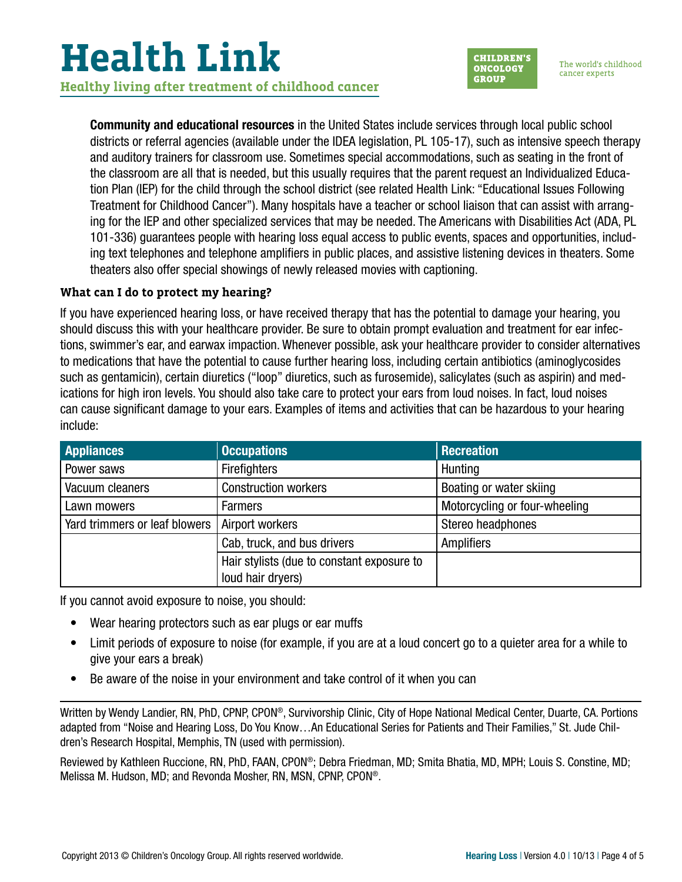**Community and educational resources** in the United States include services through local public school districts or referral agencies (available under the IDEA legislation, PL 105-17), such as intensive speech therapy and auditory trainers for classroom use. Sometimes special accommodations, such as seating in the front of the classroom are all that is needed, but this usually requires that the parent request an Individualized Education Plan (IEP) for the child through the school district (see related Health Link: "Educational Issues Following Treatment for Childhood Cancer"). Many hospitals have a teacher or school liaison that can assist with arranging for the IEP and other specialized services that may be needed. The Americans with Disabilities Act (ADA, PL 101-336) guarantees people with hearing loss equal access to public events, spaces and opportunities, including text telephones and telephone amplifiers in public places, and assistive listening devices in theaters. Some theaters also offer special showings of newly released movies with captioning.

### What can I do to protect my hearing?

If you have experienced hearing loss, or have received therapy that has the potential to damage your hearing, you should discuss this with your healthcare provider. Be sure to obtain prompt evaluation and treatment for ear infections, swimmer's ear, and earwax impaction. Whenever possible, ask your healthcare provider to consider alternatives to medications that have the potential to cause further hearing loss, including certain antibiotics (aminoglycosides such as gentamicin), certain diuretics ("loop" diuretics, such as furosemide), salicylates (such as aspirin) and medications for high iron levels. You should also take care to protect your ears from loud noises. In fact, loud noises can cause significant damage to your ears. Examples of items and activities that can be hazardous to your hearing include:

| Appliances | Occupations | Recreation |
| --- | --- | --- |
| Power saws | Firefighters | Hunting |
| Vacuum cleaners | Construction workers | Boating or water skiing |
| Lawn mowers | Farmers | Motorcycling or four-wheeling |
| Yard trimmers or leaf blowers | Airport workers | Stereo headphones |
| | Cab, truck, and bus drivers | Amplifiers |
| | Hair stylists (due to constant exposure to loud hair dryers) | |

If you cannot avoid exposure to noise, you should:

- Wear hearing protectors such as ear plugs or ear muffs
- Limit periods of exposure to noise (for example, if you are at a loud concert go to a quieter area for a while to give your ears a break)
- Be aware of the noise in your environment and take control of it when you can

---

Written by Wendy Landier, RN, PhD, CPNP, CPON®, Survivorship Clinic, City of Hope National Medical Center, Duarte, CA. Portions adapted from "Noise and Hearing Loss, Do You Know…An Educational Series for Patients and Their Families," St. Jude Children's Research Hospital, Memphis, TN (used with permission).

Reviewed by Kathleen Ruccione, RN, PhD, FAAN, CPON®; Debra Friedman, MD; Smita Bhatia, MD, MPH; Louis S. Constine, MD; Melissa M. Hudson, MD; and Revonda Mosher, RN, MSN, CPNP, CPON®.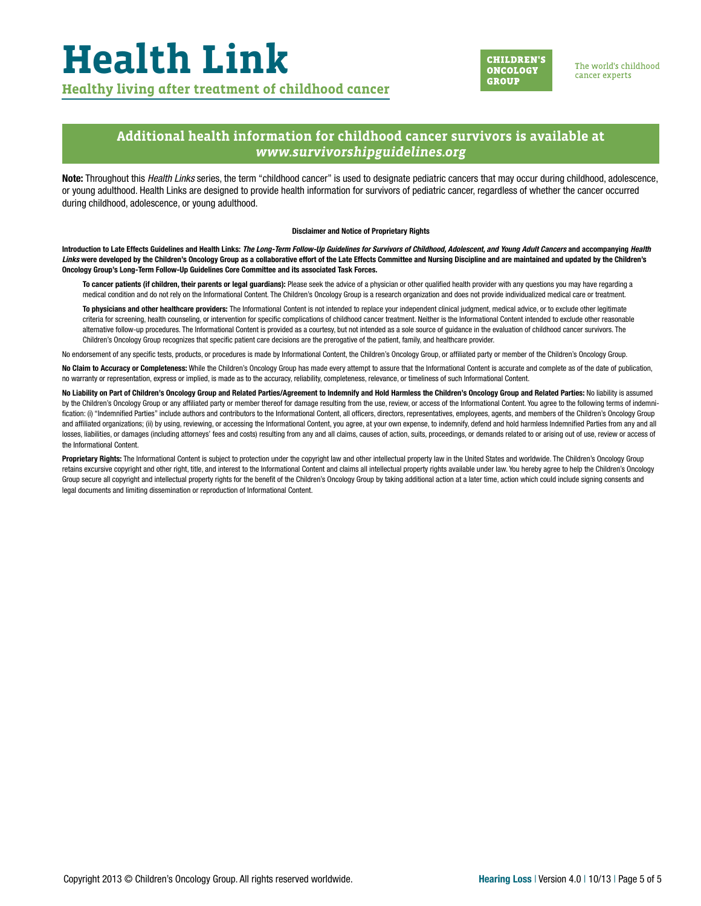# Health Link

## Healthy living after treatment of childhood cancer

CHILDREN'S ONCOLOGY GROUP

The world's childhood cancer experts

**Additional health information for childhood cancer survivors is available at *www.survivorshipguidelines.org***

**Note:** Throughout this *Health Links* series, the term "childhood cancer" is used to designate pediatric cancers that may occur during childhood, adolescence, or young adulthood. Health Links are designed to provide health information for survivors of pediatric cancer, regardless of whether the cancer occurred during childhood, adolescence, or young adulthood.

**Disclaimer and Notice of Proprietary Rights**

**Introduction to Late Effects Guidelines and Health Links: *The Long-Term Follow-Up Guidelines for Survivors of Childhood, Adolescent, and Young Adult Cancers* and accompanying *Health Links* were developed by the Children's Oncology Group as a collaborative effort of the Late Effects Committee and Nursing Discipline and are maintained and updated by the Children's Oncology Group's Long-Term Follow-Up Guidelines Core Committee and its associated Task Forces.**

**To cancer patients (if children, their parents or legal guardians):** Please seek the advice of a physician or other qualified health provider with any questions you may have regarding a medical condition and do not rely on the Informational Content. The Children's Oncology Group is a research organization and does not provide individualized medical care or treatment.

**To physicians and other healthcare providers:** The Informational Content is not intended to replace your independent clinical judgment, medical advice, or to exclude other legitimate criteria for screening, health counseling, or intervention for specific complications of childhood cancer treatment. Neither is the Informational Content intended to exclude other reasonable alternative follow-up procedures. The Informational Content is provided as a courtesy, but not intended as a sole source of guidance in the evaluation of childhood cancer survivors. The Children's Oncology Group recognizes that specific patient care decisions are the prerogative of the patient, family, and healthcare provider.

No endorsement of any specific tests, products, or procedures is made by Informational Content, the Children's Oncology Group, or affiliated party or member of the Children's Oncology Group.

**No Claim to Accuracy or Completeness:** While the Children's Oncology Group has made every attempt to assure that the Informational Content is accurate and complete as of the date of publication, no warranty or representation, express or implied, is made as to the accuracy, reliability, completeness, relevance, or timeliness of such Informational Content.

**No Liability on Part of Children's Oncology Group and Related Parties/Agreement to Indemnify and Hold Harmless the Children's Oncology Group and Related Parties:** No liability is assumed by the Children's Oncology Group or any affiliated party or member thereof for damage resulting from the use, review, or access of the Informational Content. You agree to the following terms of indemnification: (i) "Indemnified Parties" include authors and contributors to the Informational Content, all officers, directors, representatives, employees, agents, and members of the Children's Oncology Group and affiliated organizations; (ii) by using, reviewing, or accessing the Informational Content, you agree, at your own expense, to indemnify, defend and hold harmless Indemnified Parties from any and all losses, liabilities, or damages (including attorneys' fees and costs) resulting from any and all claims, causes of action, suits, proceedings, or demands related to or arising out of use, review or access of the Informational Content.

**Proprietary Rights:** The Informational Content is subject to protection under the copyright law and other intellectual property law in the United States and worldwide. The Children's Oncology Group retains excursive copyright and other right, title, and interest to the Informational Content and claims all intellectual property rights available under law. You hereby agree to help the Children's Oncology Group secure all copyright and intellectual property rights for the benefit of the Children's Oncology Group by taking additional action at a later time, action which could include signing consents and legal documents and limiting dissemination or reproduction of Informational Content.

Copyright 2013 © Children's Oncology Group. All rights reserved worldwide.